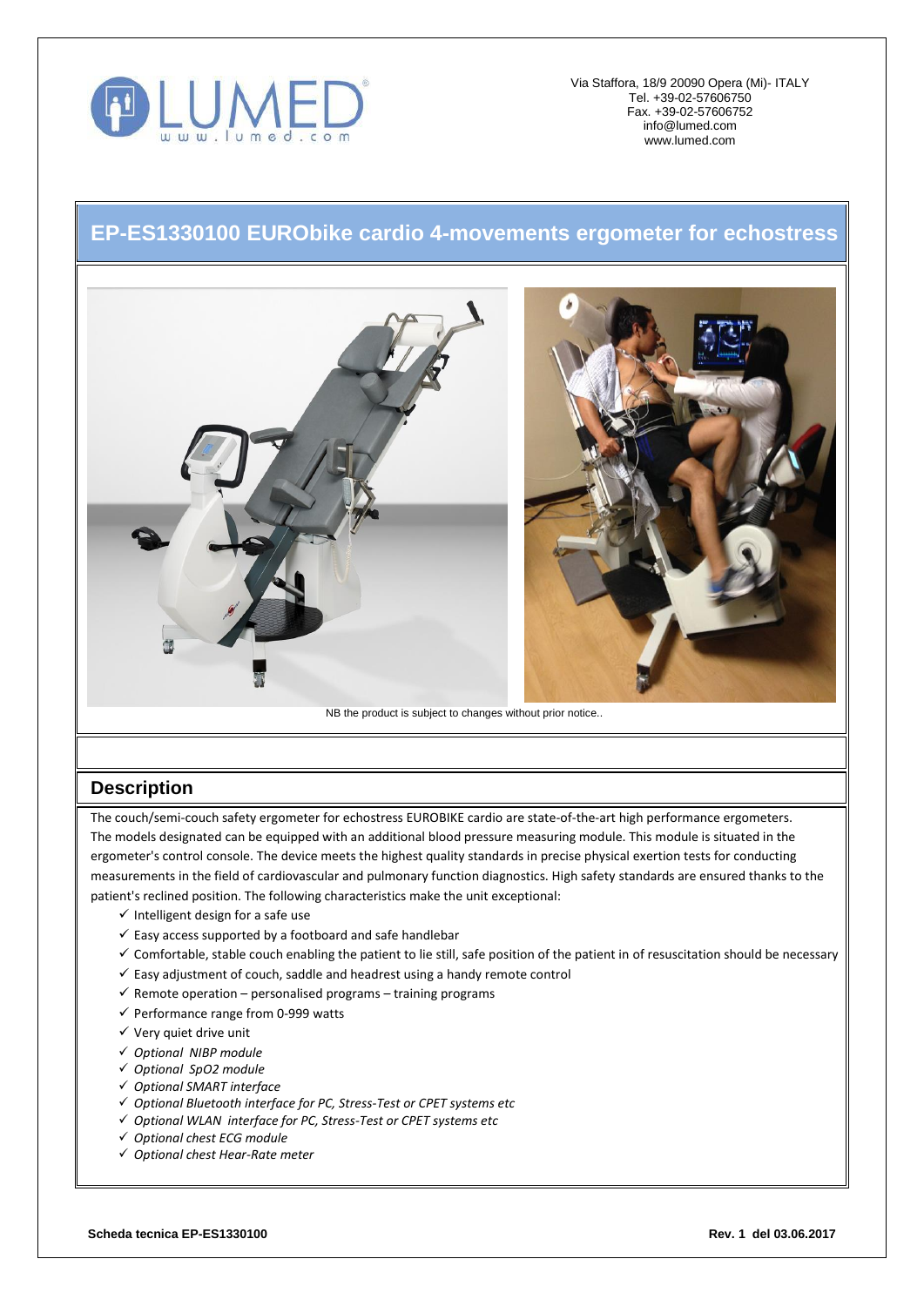Via Staffora, 18/9 20090 Opera (Mi)- ITALY
Tel. +39-02-57606750
Fax. +39-02-57606752
info@lumed.com
www.lumed.com

# EP-ES1330100 EURObike cardio 4-movements ergometer for echostress

NB the product is subject to changes without prior notice..

## Description

The couch/semi-couch safety ergometer for echostress EUROBIKE cardio are state-of-the-art high performance ergometers. The models designated can be equipped with an additional blood pressure measuring module. This module is situated in the ergometer's control console. The device meets the highest quality standards in precise physical exertion tests for conducting measurements in the field of cardiovascular and pulmonary function diagnostics. High safety standards are ensured thanks to the patient's reclined position. The following characteristics make the unit exceptional:

- ✓ Intelligent design for a safe use
- ✓ Easy access supported by a footboard and safe handlebar
- ✓ Comfortable, stable couch enabling the patient to lie still, safe position of the patient in of resuscitation should be necessary
- ✓ Easy adjustment of couch, saddle and headrest using a handy remote control
- ✓ Remote operation – personalised programs – training programs
- ✓ Performance range from 0-999 watts
- ✓ Very quiet drive unit
- ✓ *Optional NIBP module*
- ✓ *Optional SpO2 module*
- ✓ *Optional SMART interface*
- ✓ *Optional Bluetooth interface for PC, Stress-Test or CPET systems etc*
- ✓ *Optional WLAN interface for PC, Stress-Test or CPET systems etc*
- ✓ *Optional chest ECG module*
- ✓ *Optional chest Hear-Rate meter*

**Scheda tecnica EP-ES1330100** **Rev. 1 del 03.06.2017**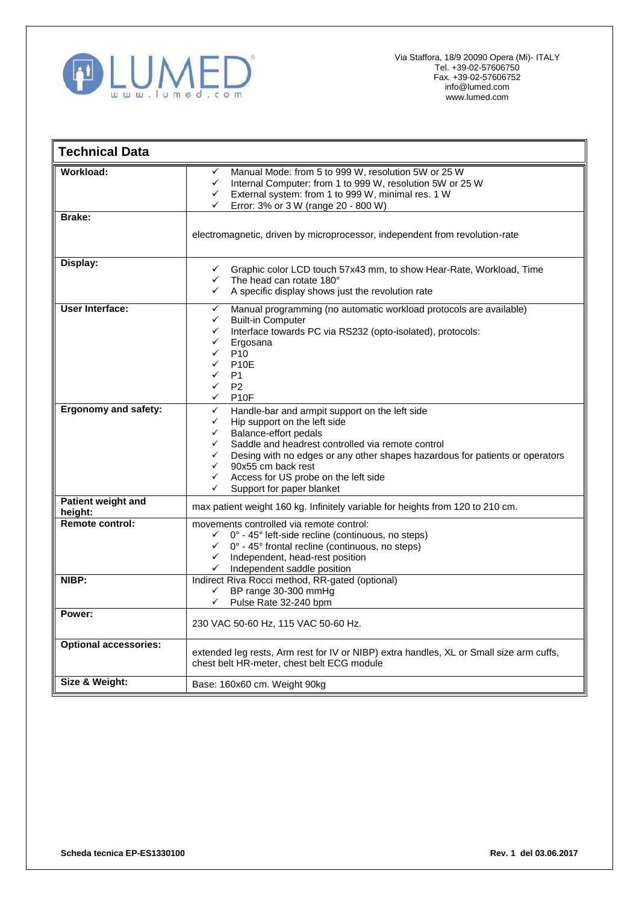LUMED
www.lumed.com

Via Staffora, 18/9 20090 Opera (Mi)- ITALY
Tel. +39-02-57606750
Fax. +39-02-57606752
info@lumed.com
www.lumed.com

| Technical Data | |
|---|---|
| **Workload:** | ✓ Manual Mode: from 5 to 999 W, resolution 5W or 25 W<br>✓ Internal Computer: from 1 to 999 W, resolution 5W or 25 W<br>✓ External system: from 1 to 999 W, minimal res. 1 W<br>✓ Error: 3% or 3 W (range 20 - 800 W) |
| **Brake:** | electromagnetic, driven by microprocessor, independent from revolution-rate |
| **Display:** | ✓ Graphic color LCD touch 57x43 mm, to show Hear-Rate, Workload, Time<br>✓ The head can rotate 180°<br>✓ A specific display shows just the revolution rate |
| **User Interface:** | ✓ Manual programming (no automatic workload protocols are available)<br>✓ Built-in Computer<br>✓ Interface towards PC via RS232 (opto-isolated), protocols:<br>✓ Ergosana<br>✓ P10<br>✓ P10E<br>✓ P1<br>✓ P2<br>✓ P10F |
| **Ergonomy and safety:** | ✓ Handle-bar and armpit support on the left side<br>✓ Hip support on the left side<br>✓ Balance-effort pedals<br>✓ Saddle and headrest controlled via remote control<br>✓ Desing with no edges or any other shapes hazardous for patients or operators<br>✓ 90x55 cm back rest<br>✓ Access for US probe on the left side<br>✓ Support for paper blanket |
| **Patient weight and height:** | max patient weight 160 kg. Infinitely variable for heights from 120 to 210 cm. |
| **Remote control:** | movements controlled via remote control:<br>✓ 0° - 45° left-side recline (continuous, no steps)<br>✓ 0° - 45° frontal recline (continuous, no steps)<br>✓ Independent, head-rest position<br>✓ Independent saddle position |
| **NIBP:** | Indirect Riva Rocci method, RR-gated (optional)<br>✓ BP range 30-300 mmHg<br>✓ Pulse Rate 32-240 bpm |
| **Power:** | 230 VAC 50-60 Hz, 115 VAC 50-60 Hz. |
| **Optional accessories:** | extended leg rests, Arm rest for IV or NIBP) extra handles, XL or Small size arm cuffs, chest belt HR-meter, chest belt ECG module |
| **Size & Weight:** | Base: 160x60 cm. Weight 90kg |

**Scheda tecnica EP-ES1330100** **Rev. 1 del 03.06.2017**